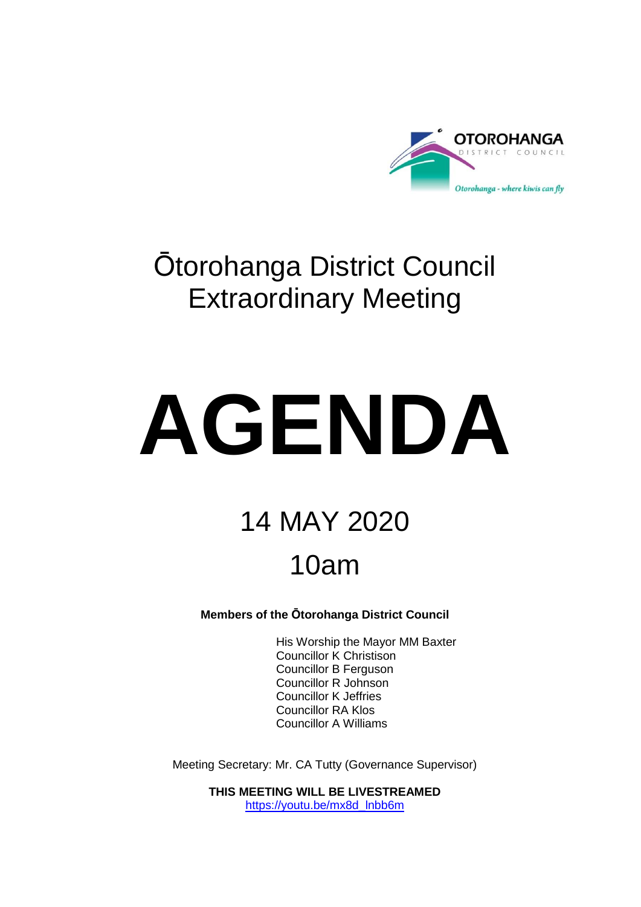OTOROHANGA DISTRICT COUNCIL

*Otorohanga - where kiwis can fly*

# Ōtorohanga District Council Extraordinary Meeting

# AGENDA

## 14 MAY 2020

## 10am

**Members of the Ōtorohanga District Council**

His Worship the Mayor MM Baxter
Councillor K Christison
Councillor B Ferguson
Councillor R Johnson
Councillor K Jeffries
Councillor RA Klos
Councillor A Williams

Meeting Secretary: Mr. CA Tutty (Governance Supervisor)

**THIS MEETING WILL BE LIVESTREAMED**
https://youtu.be/mx8d_lnbb6m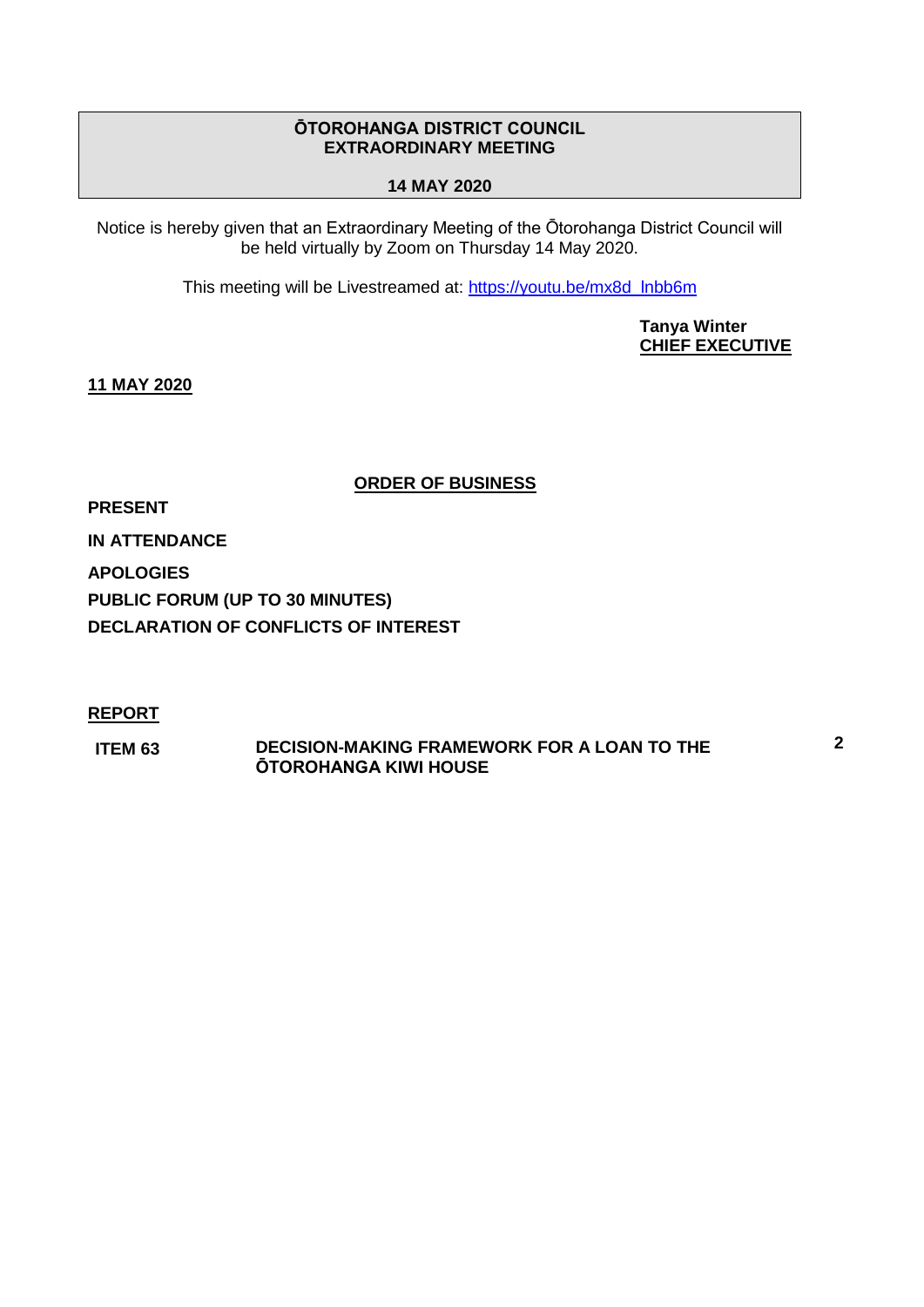# ŌTOROHANGA DISTRICT COUNCIL
# EXTRAORDINARY MEETING

## 14 MAY 2020

Notice is hereby given that an Extraordinary Meeting of the Ōtorohanga District Council will be held virtually by Zoom on Thursday 14 May 2020.

This meeting will be Livestreamed at: https://youtu.be/mx8d_lnbb6m

**Tanya Winter**
**CHIEF EXECUTIVE**

**11 MAY 2020**

## ORDER OF BUSINESS

**PRESENT**

**IN ATTENDANCE**

**APOLOGIES**

**PUBLIC FORUM (UP TO 30 MINUTES)**

**DECLARATION OF CONFLICTS OF INTEREST**

**REPORT**

| | | |
|---|---|---|
| **ITEM 63** | **DECISION-MAKING FRAMEWORK FOR A LOAN TO THE ŌTOROHANGA KIWI HOUSE** | **2** |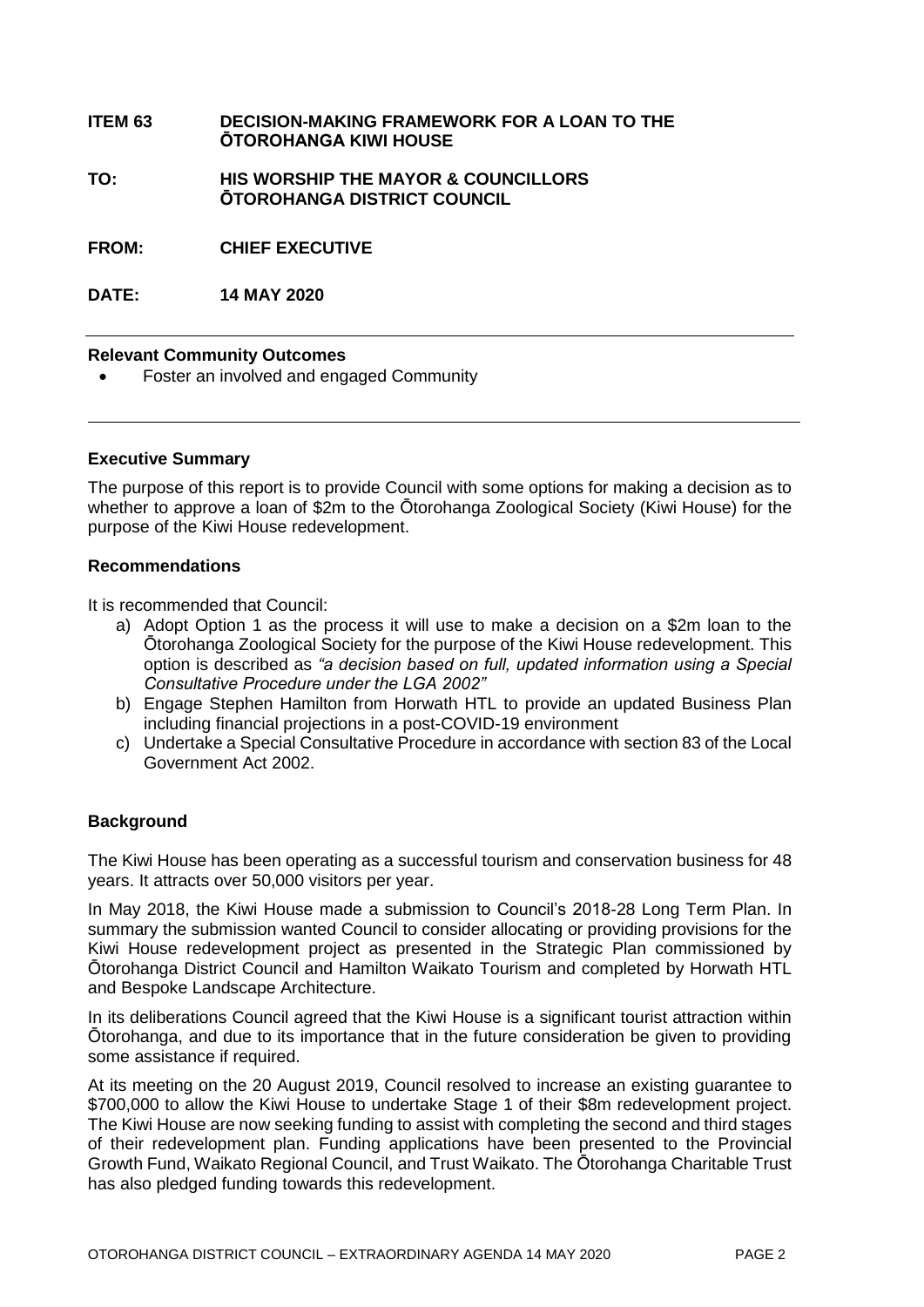**ITEM 63 DECISION-MAKING FRAMEWORK FOR A LOAN TO THE ŌTOROHANGA KIWI HOUSE**

**TO: HIS WORSHIP THE MAYOR & COUNCILLORS ŌTOROHANGA DISTRICT COUNCIL**

**FROM: CHIEF EXECUTIVE**

**DATE: 14 MAY 2020**

---

**Relevant Community Outcomes**

- Foster an involved and engaged Community

---

**Executive Summary**

The purpose of this report is to provide Council with some options for making a decision as to whether to approve a loan of $2m to the Ōtorohanga Zoological Society (Kiwi House) for the purpose of the Kiwi House redevelopment.

**Recommendations**

It is recommended that Council:

a) Adopt Option 1 as the process it will use to make a decision on a $2m loan to the Ōtorohanga Zoological Society for the purpose of the Kiwi House redevelopment. This option is described as *"a decision based on full, updated information using a Special Consultative Procedure under the LGA 2002"*

b) Engage Stephen Hamilton from Horwath HTL to provide an updated Business Plan including financial projections in a post-COVID-19 environment

c) Undertake a Special Consultative Procedure in accordance with section 83 of the Local Government Act 2002.

**Background**

The Kiwi House has been operating as a successful tourism and conservation business for 48 years. It attracts over 50,000 visitors per year.

In May 2018, the Kiwi House made a submission to Council's 2018-28 Long Term Plan. In summary the submission wanted Council to consider allocating or providing provisions for the Kiwi House redevelopment project as presented in the Strategic Plan commissioned by Ōtorohanga District Council and Hamilton Waikato Tourism and completed by Horwath HTL and Bespoke Landscape Architecture.

In its deliberations Council agreed that the Kiwi House is a significant tourist attraction within Ōtorohanga, and due to its importance that in the future consideration be given to providing some assistance if required.

At its meeting on the 20 August 2019, Council resolved to increase an existing guarantee to $700,000 to allow the Kiwi House to undertake Stage 1 of their $8m redevelopment project. The Kiwi House are now seeking funding to assist with completing the second and third stages of their redevelopment plan. Funding applications have been presented to the Provincial Growth Fund, Waikato Regional Council, and Trust Waikato. The Ōtorohanga Charitable Trust has also pledged funding towards this redevelopment.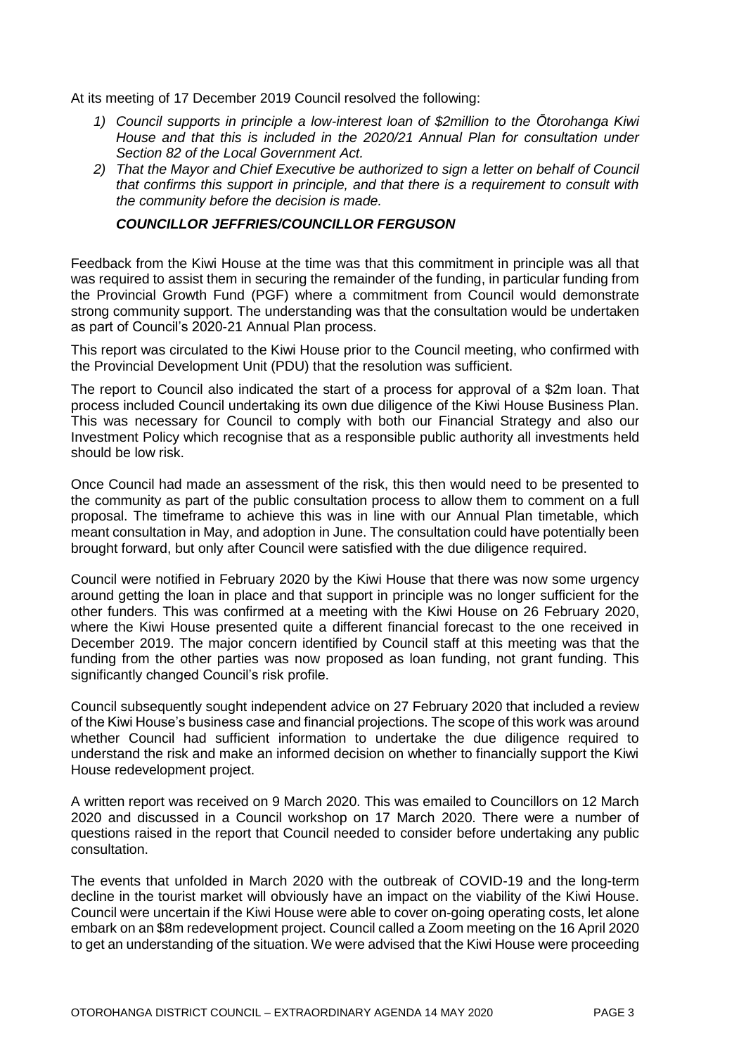At its meeting of 17 December 2019 Council resolved the following:

1) *Council supports in principle a low-interest loan of $2million to the Ōtorohanga Kiwi House and that this is included in the 2020/21 Annual Plan for consultation under Section 82 of the Local Government Act.*
2) *That the Mayor and Chief Executive be authorized to sign a letter on behalf of Council that confirms this support in principle, and that there is a requirement to consult with the community before the decision is made.*

***COUNCILLOR JEFFRIES/COUNCILLOR FERGUSON***

Feedback from the Kiwi House at the time was that this commitment in principle was all that was required to assist them in securing the remainder of the funding, in particular funding from the Provincial Growth Fund (PGF) where a commitment from Council would demonstrate strong community support. The understanding was that the consultation would be undertaken as part of Council's 2020-21 Annual Plan process.

This report was circulated to the Kiwi House prior to the Council meeting, who confirmed with the Provincial Development Unit (PDU) that the resolution was sufficient.

The report to Council also indicated the start of a process for approval of a $2m loan. That process included Council undertaking its own due diligence of the Kiwi House Business Plan. This was necessary for Council to comply with both our Financial Strategy and also our Investment Policy which recognise that as a responsible public authority all investments held should be low risk.

Once Council had made an assessment of the risk, this then would need to be presented to the community as part of the public consultation process to allow them to comment on a full proposal. The timeframe to achieve this was in line with our Annual Plan timetable, which meant consultation in May, and adoption in June. The consultation could have potentially been brought forward, but only after Council were satisfied with the due diligence required.

Council were notified in February 2020 by the Kiwi House that there was now some urgency around getting the loan in place and that support in principle was no longer sufficient for the other funders. This was confirmed at a meeting with the Kiwi House on 26 February 2020, where the Kiwi House presented quite a different financial forecast to the one received in December 2019. The major concern identified by Council staff at this meeting was that the funding from the other parties was now proposed as loan funding, not grant funding. This significantly changed Council's risk profile.

Council subsequently sought independent advice on 27 February 2020 that included a review of the Kiwi House's business case and financial projections. The scope of this work was around whether Council had sufficient information to undertake the due diligence required to understand the risk and make an informed decision on whether to financially support the Kiwi House redevelopment project.

A written report was received on 9 March 2020. This was emailed to Councillors on 12 March 2020 and discussed in a Council workshop on 17 March 2020. There were a number of questions raised in the report that Council needed to consider before undertaking any public consultation.

The events that unfolded in March 2020 with the outbreak of COVID-19 and the long-term decline in the tourist market will obviously have an impact on the viability of the Kiwi House. Council were uncertain if the Kiwi House were able to cover on-going operating costs, let alone embark on an $8m redevelopment project. Council called a Zoom meeting on the 16 April 2020 to get an understanding of the situation. We were advised that the Kiwi House were proceeding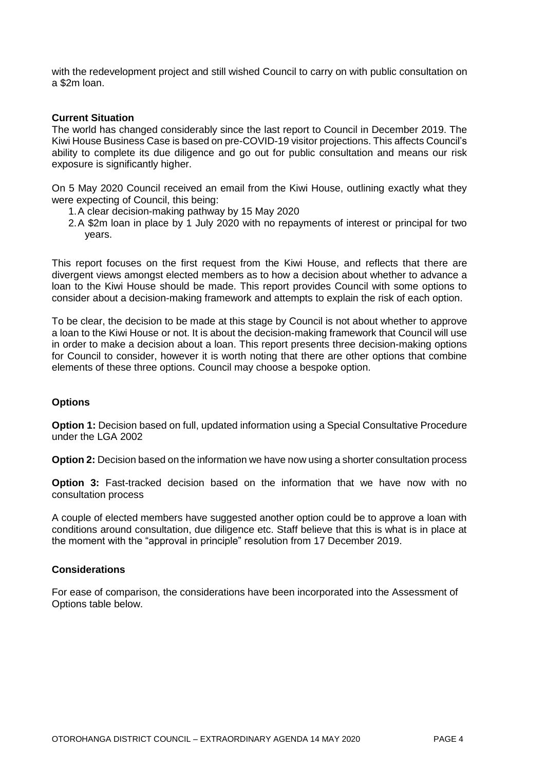with the redevelopment project and still wished Council to carry on with public consultation on a $2m loan.

**Current Situation**

The world has changed considerably since the last report to Council in December 2019. The Kiwi House Business Case is based on pre-COVID-19 visitor projections. This affects Council's ability to complete its due diligence and go out for public consultation and means our risk exposure is significantly higher.

On 5 May 2020 Council received an email from the Kiwi House, outlining exactly what they were expecting of Council, this being:

1. A clear decision-making pathway by 15 May 2020
2. A $2m loan in place by 1 July 2020 with no repayments of interest or principal for two years.

This report focuses on the first request from the Kiwi House, and reflects that there are divergent views amongst elected members as to how a decision about whether to advance a loan to the Kiwi House should be made. This report provides Council with some options to consider about a decision-making framework and attempts to explain the risk of each option.

To be clear, the decision to be made at this stage by Council is not about whether to approve a loan to the Kiwi House or not. It is about the decision-making framework that Council will use in order to make a decision about a loan. This report presents three decision-making options for Council to consider, however it is worth noting that there are other options that combine elements of these three options. Council may choose a bespoke option.

**Options**

**Option 1:** Decision based on full, updated information using a Special Consultative Procedure under the LGA 2002

**Option 2:** Decision based on the information we have now using a shorter consultation process

**Option 3:** Fast-tracked decision based on the information that we have now with no consultation process

A couple of elected members have suggested another option could be to approve a loan with conditions around consultation, due diligence etc. Staff believe that this is what is in place at the moment with the "approval in principle" resolution from 17 December 2019.

**Considerations**

For ease of comparison, the considerations have been incorporated into the Assessment of Options table below.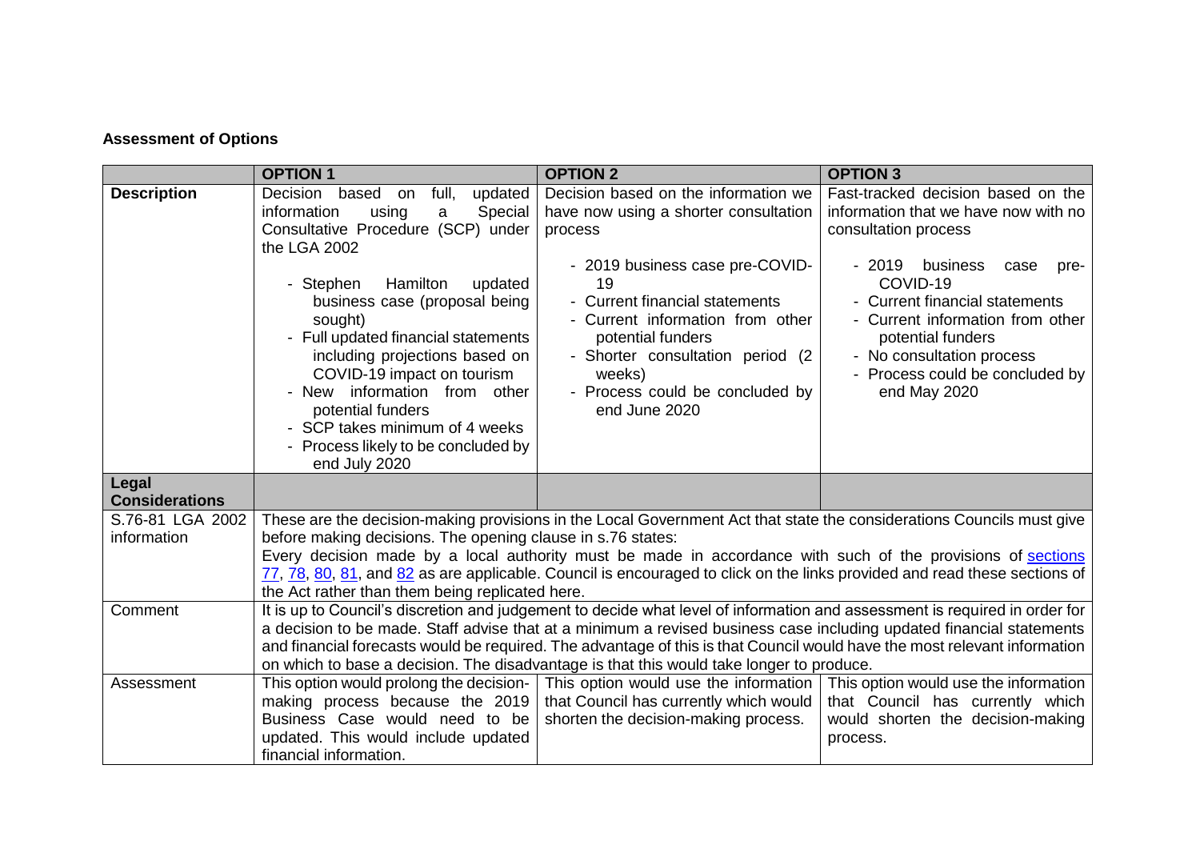## Assessment of Options

| | OPTION 1 | OPTION 2 | OPTION 3 |
|---|---|---|---|
| **Description** | Decision based on full, updated information using a Special Consultative Procedure (SCP) under the LGA 2002<br><br>- Stephen Hamilton updated business case (proposal being sought)<br>- Full updated financial statements including projections based on COVID-19 impact on tourism<br>- New information from other potential funders<br>- SCP takes minimum of 4 weeks<br>- Process likely to be concluded by end July 2020 | Decision based on the information we have now using a shorter consultation process<br><br>- 2019 business case pre-COVID-19<br>- Current financial statements<br>- Current information from other potential funders<br>- Shorter consultation period (2 weeks)<br>- Process could be concluded by end June 2020 | Fast-tracked decision based on the information that we have now with no consultation process<br><br>- 2019 business case pre-COVID-19<br>- Current financial statements<br>- Current information from other potential funders<br>- No consultation process<br>- Process could be concluded by end May 2020 |
| **Legal Considerations** | | | |
| S.76-81 LGA 2002 information | These are the decision-making provisions in the Local Government Act that state the considerations Councils must give before making decisions. The opening clause in s.76 states:<br>Every decision made by a local authority must be made in accordance with such of the provisions of [sections](#) [77](#), [78](#), [80](#), [81](#), and [82](#) as are applicable. Council is encouraged to click on the links provided and read these sections of the Act rather than them being replicated here. | | |
| Comment | It is up to Council's discretion and judgement to decide what level of information and assessment is required in order for a decision to be made. Staff advise that at a minimum a revised business case including updated financial statements and financial forecasts would be required. The advantage of this is that Council would have the most relevant information on which to base a decision. The disadvantage is that this would take longer to produce. | | |
| Assessment | This option would prolong the decision-making process because the 2019 Business Case would need to be updated. This would include updated financial information. | This option would use the information that Council has currently which would shorten the decision-making process. | This option would use the information that Council has currently which would shorten the decision-making process. |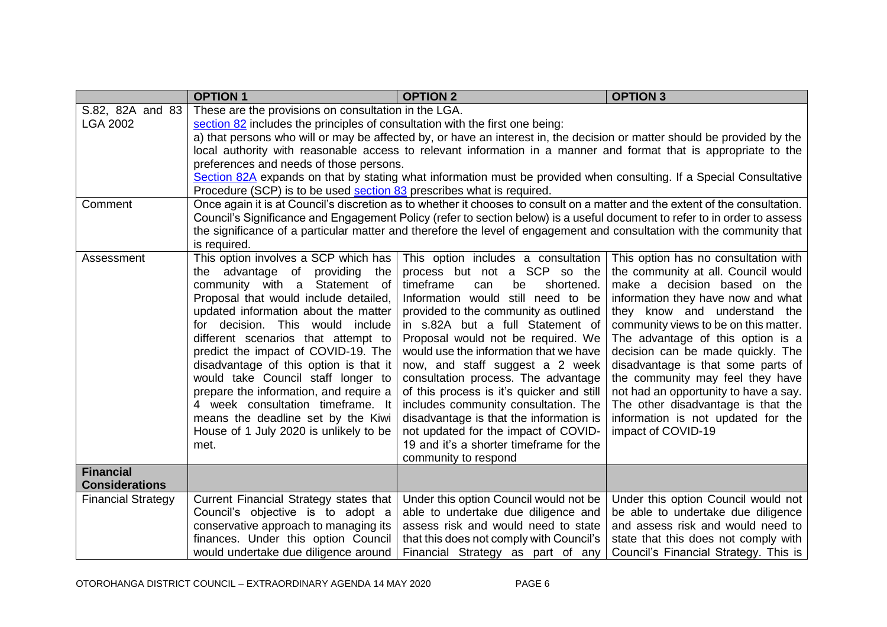| | OPTION 1 | OPTION 2 | OPTION 3 |
|---|---|---|---|
| S.82, 82A and 83 LGA 2002 | These are the provisions on consultation in the LGA.<br>section 82 includes the principles of consultation with the first one being:<br>a) that persons who will or may be affected by, or have an interest in, the decision or matter should be provided by the local authority with reasonable access to relevant information in a manner and format that is appropriate to the preferences and needs of those persons.<br>Section 82A expands on that by stating what information must be provided when consulting. If a Special Consultative Procedure (SCP) is to be used section 83 prescribes what is required. | | |
| Comment | Once again it is at Council's discretion as to whether it chooses to consult on a matter and the extent of the consultation. Council's Significance and Engagement Policy (refer to section below) is a useful document to refer to in order to assess the significance of a particular matter and therefore the level of engagement and consultation with the community that is required. | | |
| Assessment | This option involves a SCP which has the advantage of providing the community with a Statement of Proposal that would include detailed, updated information about the matter for decision. This would include different scenarios that attempt to predict the impact of COVID-19. The disadvantage of this option is that it would take Council staff longer to prepare the information, and require a 4 week consultation timeframe. It means the deadline set by the Kiwi House of 1 July 2020 is unlikely to be met. | This option includes a consultation process but not a SCP so the timeframe can be shortened. Information would still need to be provided to the community as outlined in s.82A but a full Statement of Proposal would not be required. We would use the information that we have now, and staff suggest a 2 week consultation process. The advantage of this process is it's quicker and still includes community consultation. The disadvantage is that the information is not updated for the impact of COVID-19 and it's a shorter timeframe for the community to respond | This option has no consultation with the community at all. Council would make a decision based on the information they have now and what they know and understand the community views to be on this matter. The advantage of this option is a decision can be made quickly. The disadvantage is that some parts of the community may feel they have not had an opportunity to have a say. The other disadvantage is that the information is not updated for the impact of COVID-19 |
| **Financial Considerations** | | | |
| Financial Strategy | Current Financial Strategy states that Council's objective is to adopt a conservative approach to managing its finances. Under this option Council would undertake due diligence around | Under this option Council would not be able to undertake due diligence and assess risk and would need to state that this does not comply with Council's Financial Strategy as part of any | Under this option Council would not be able to undertake due diligence and assess risk and would need to state that this does not comply with Council's Financial Strategy. This is |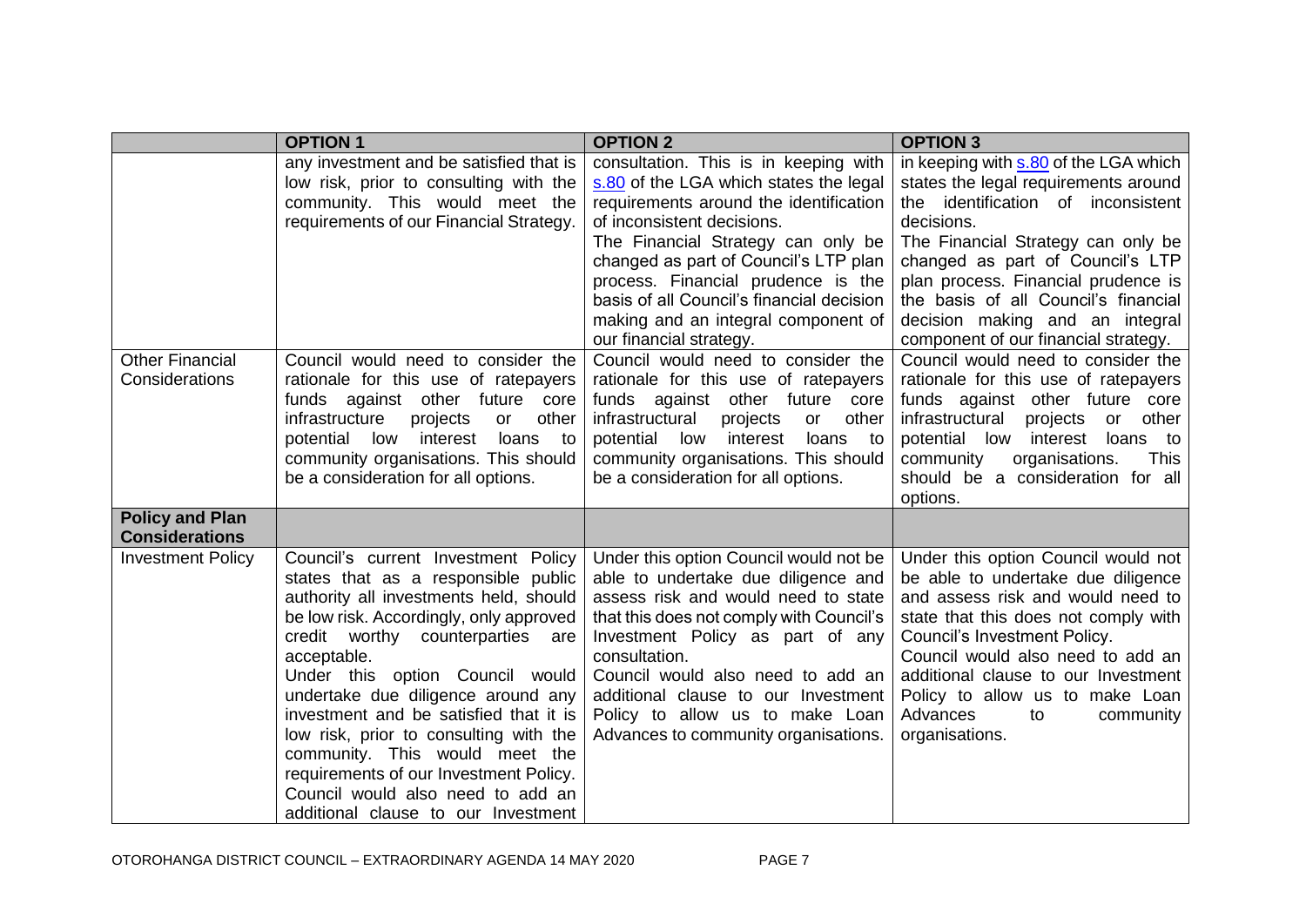| | OPTION 1 | OPTION 2 | OPTION 3 |
|---|---|---|---|
| | any investment and be satisfied that is low risk, prior to consulting with the community. This would meet the requirements of our Financial Strategy. | consultation. This is in keeping with s.80 of the LGA which states the legal requirements around the identification of inconsistent decisions.<br>The Financial Strategy can only be changed as part of Council's LTP plan process. Financial prudence is the basis of all Council's financial decision making and an integral component of our financial strategy. | in keeping with s.80 of the LGA which states the legal requirements around the identification of inconsistent decisions.<br>The Financial Strategy can only be changed as part of Council's LTP plan process. Financial prudence is the basis of all Council's financial decision making and an integral component of our financial strategy. |
| Other Financial Considerations | Council would need to consider the rationale for this use of ratepayers funds against other future core infrastructure projects or other potential low interest loans to community organisations. This should be a consideration for all options. | Council would need to consider the rationale for this use of ratepayers funds against other future core infrastructural projects or other potential low interest loans to community organisations. This should be a consideration for all options. | Council would need to consider the rationale for this use of ratepayers funds against other future core infrastructural projects or other potential low interest loans to community organisations. This should be a consideration for all options. |
| **Policy and Plan Considerations** | | | |
| Investment Policy | Council's current Investment Policy states that as a responsible public authority all investments held, should be low risk. Accordingly, only approved credit worthy counterparties are acceptable.<br>Under this option Council would undertake due diligence around any investment and be satisfied that it is low risk, prior to consulting with the community. This would meet the requirements of our Investment Policy.<br>Council would also need to add an additional clause to our Investment | Under this option Council would not be able to undertake due diligence and assess risk and would need to state that this does not comply with Council's Investment Policy as part of any consultation.<br>Council would also need to add an additional clause to our Investment Policy to allow us to make Loan Advances to community organisations. | Under this option Council would not be able to undertake due diligence and assess risk and would need to state that this does not comply with Council's Investment Policy.<br>Council would also need to add an additional clause to our Investment Policy to allow us to make Loan Advances to community organisations. |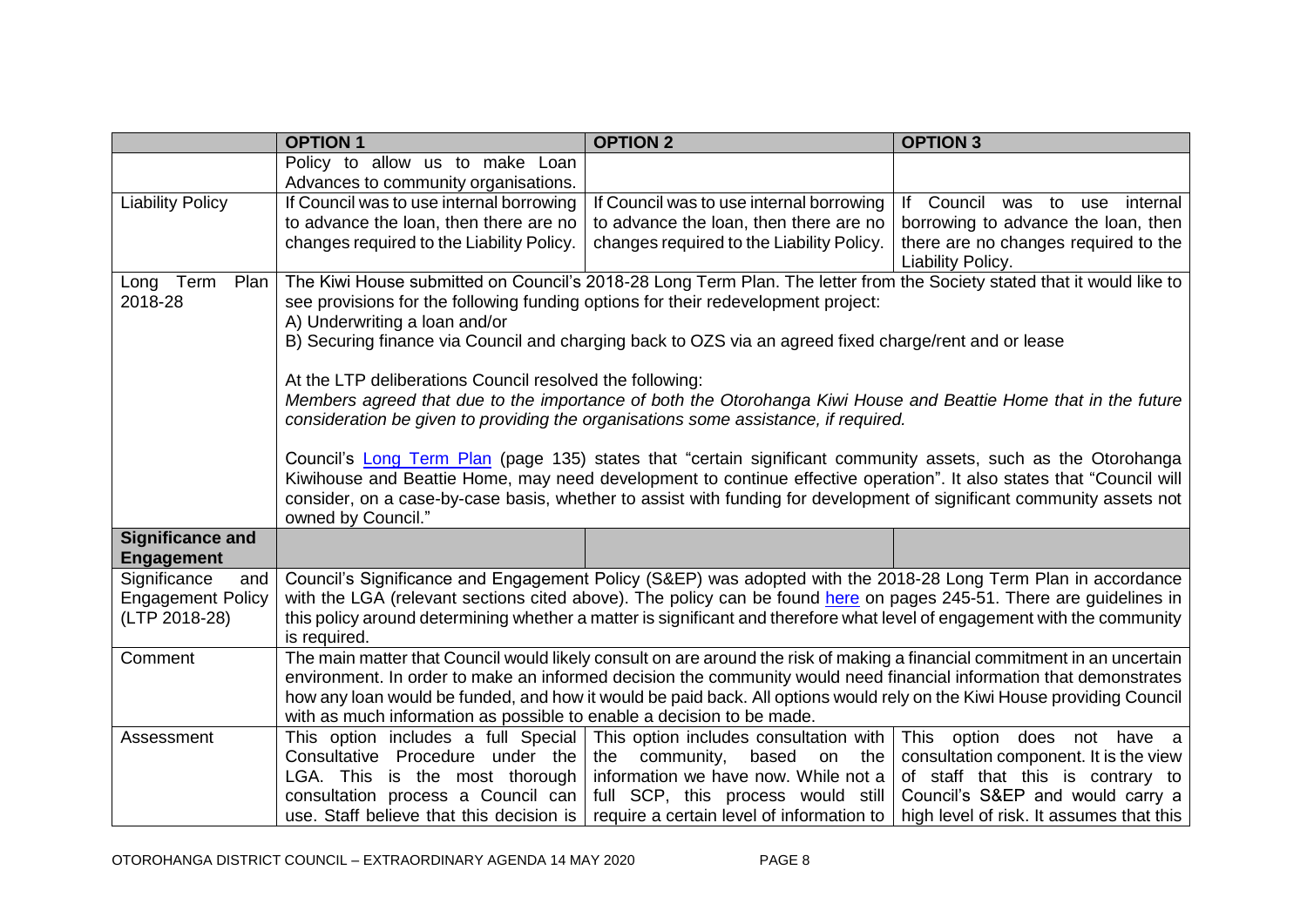| | **OPTION 1** | **OPTION 2** | **OPTION 3** |
|---|---|---|---|
| | Policy to allow us to make Loan Advances to community organisations. | | |
| Liability Policy | If Council was to use internal borrowing to advance the loan, then there are no changes required to the Liability Policy. | If Council was to use internal borrowing to advance the loan, then there are no changes required to the Liability Policy. | If Council was to use internal borrowing to advance the loan, then there are no changes required to the Liability Policy. |
| Long Term Plan 2018-28 | The Kiwi House submitted on Council's 2018-28 Long Term Plan. The letter from the Society stated that it would like to see provisions for the following funding options for their redevelopment project:<br>A) Underwriting a loan and/or<br>B) Securing finance via Council and charging back to OZS via an agreed fixed charge/rent and or lease<br><br>At the LTP deliberations Council resolved the following:<br>*Members agreed that due to the importance of both the Otorohanga Kiwi House and Beattie Home that in the future consideration be given to providing the organisations some assistance, if required.*<br><br>Council's Long Term Plan (page 135) states that "certain significant community assets, such as the Otorohanga Kiwihouse and Beattie Home, may need development to continue effective operation". It also states that "Council will consider, on a case-by-case basis, whether to assist with funding for development of significant community assets not owned by Council." | | |
| **Significance and Engagement** | | | |
| Significance and Engagement Policy (LTP 2018-28) | Council's Significance and Engagement Policy (S&EP) was adopted with the 2018-28 Long Term Plan in accordance with the LGA (relevant sections cited above). The policy can be found here on pages 245-51. There are guidelines in this policy around determining whether a matter is significant and therefore what level of engagement with the community is required. | | |
| Comment | The main matter that Council would likely consult on are around the risk of making a financial commitment in an uncertain environment. In order to make an informed decision the community would need financial information that demonstrates how any loan would be funded, and how it would be paid back. All options would rely on the Kiwi House providing Council with as much information as possible to enable a decision to be made. | | |
| Assessment | This option includes a full Special Consultative Procedure under the LGA. This is the most thorough consultation process a Council can use. Staff believe that this decision is | This option includes consultation with the community, based on the information we have now. While not a full SCP, this process would still require a certain level of information to | This option does not have a consultation component. It is the view of staff that this is contrary to Council's S&EP and would carry a high level of risk. It assumes that this |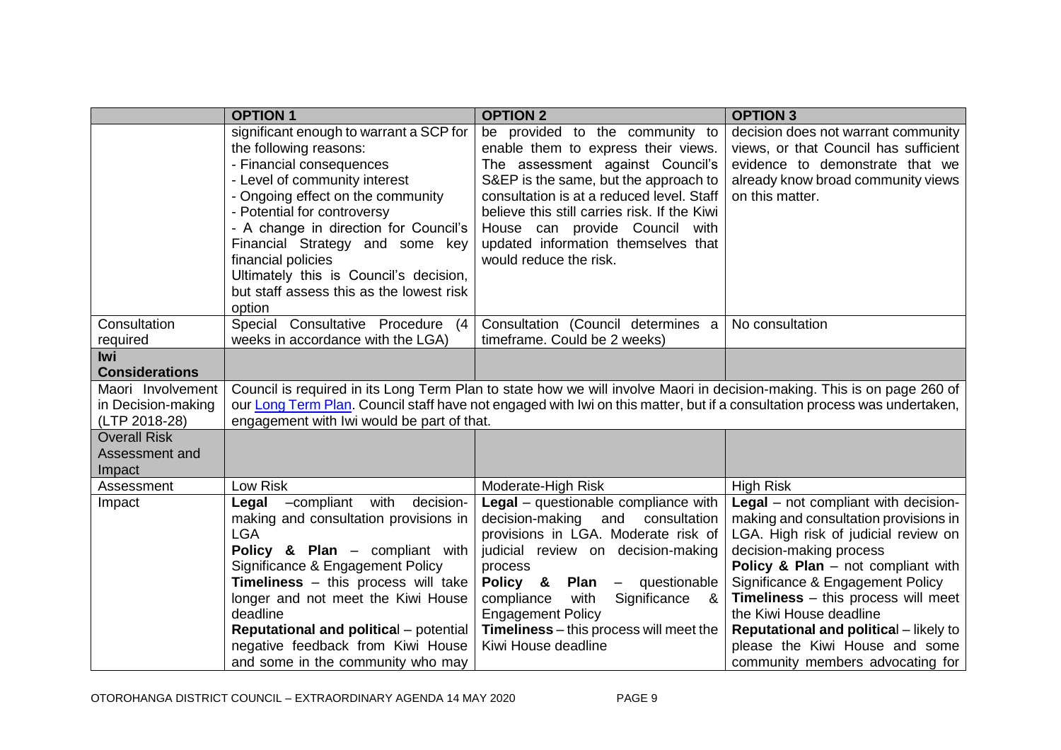| | **OPTION 1** | **OPTION 2** | **OPTION 3** |
|---|---|---|---|
| | significant enough to warrant a SCP for the following reasons:<br>- Financial consequences<br>- Level of community interest<br>- Ongoing effect on the community<br>- Potential for controversy<br>- A change in direction for Council's Financial Strategy and some key financial policies<br>Ultimately this is Council's decision, but staff assess this as the lowest risk option | be provided to the community to enable them to express their views. The assessment against Council's S&EP is the same, but the approach to consultation is at a reduced level. Staff believe this still carries risk. If the Kiwi House can provide Council with updated information themselves that would reduce the risk. | decision does not warrant community views, or that Council has sufficient evidence to demonstrate that we already know broad community views on this matter. |
| Consultation required | Special Consultative Procedure (4 weeks in accordance with the LGA) | Consultation (Council determines a timeframe. Could be 2 weeks) | No consultation |
| **Iwi Considerations** | | | |
| Maori Involvement in Decision-making (LTP 2018-28) | Council is required in its Long Term Plan to state how we will involve Maori in decision-making. This is on page 260 of our [Long Term Plan](). Council staff have not engaged with Iwi on this matter, but if a consultation process was undertaken, engagement with Iwi would be part of that. | | |
| **Overall Risk Assessment and Impact** | | | |
| Assessment | Low Risk | Moderate-High Risk | High Risk |
| Impact | **Legal** –compliant with decision-making and consultation provisions in LGA<br>**Policy & Plan** – compliant with Significance & Engagement Policy<br>**Timeliness** – this process will take longer and not meet the Kiwi House deadline<br>**Reputational and political** – potential negative feedback from Kiwi House and some in the community who may | **Legal** – questionable compliance with decision-making and consultation provisions in LGA. Moderate risk of judicial review on decision-making process<br>**Policy & Plan** – questionable compliance with Significance & Engagement Policy<br>**Timeliness** – this process will meet the Kiwi House deadline | **Legal** – not compliant with decision-making and consultation provisions in LGA. High risk of judicial review on decision-making process<br>**Policy & Plan** – not compliant with Significance & Engagement Policy<br>**Timeliness** – this process will meet the Kiwi House deadline<br>**Reputational and political** – likely to please the Kiwi House and some community members advocating for |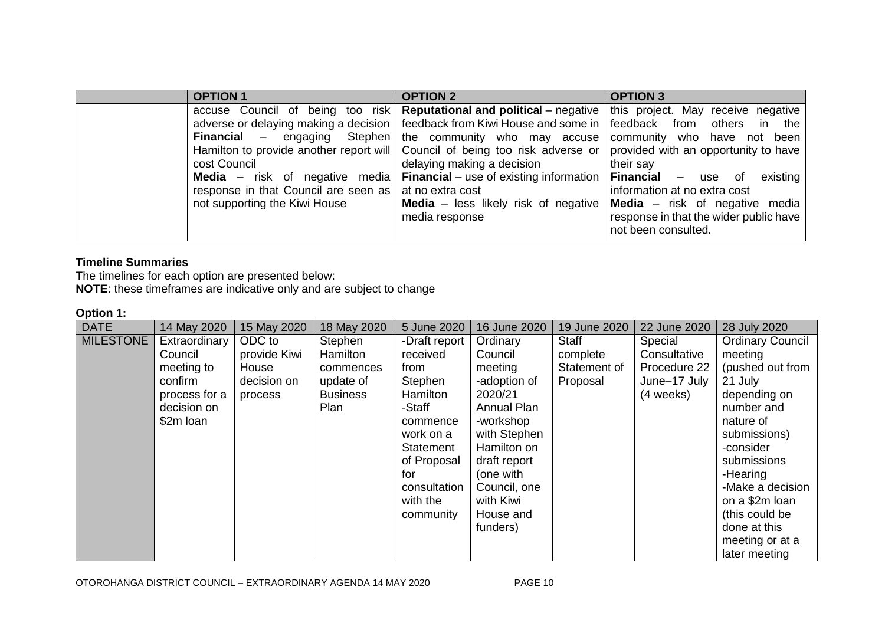| | OPTION 1 | OPTION 2 | OPTION 3 |
|---|---|---|---|
| | accuse Council of being too risk adverse or delaying making a decision<br>**Financial** – engaging Stephen Hamilton to provide another report will cost Council<br>**Media** – risk of negative media response in that Council are seen as not supporting the Kiwi House | **Reputational and political** – negative feedback from Kiwi House and some in the community who may accuse Council of being too risk adverse or delaying making a decision<br>**Financial** – use of existing information at no extra cost<br>**Media** – less likely risk of negative media response | this project. May receive negative feedback from others in the community who have not been provided with an opportunity to have their say<br>**Financial** – use of existing information at no extra cost<br>**Media** – risk of negative media response in that the wider public have not been consulted. |

**Timeline Summaries**

The timelines for each option are presented below:

**NOTE**: these timeframes are indicative only and are subject to change

**Option 1:**

| DATE | 14 May 2020 | 15 May 2020 | 18 May 2020 | 5 June 2020 | 16 June 2020 | 19 June 2020 | 22 June 2020 | 28 July 2020 |
|---|---|---|---|---|---|---|---|---|
| MILESTONE | Extraordinary Council meeting to confirm process for a decision on $2m loan | ODC to provide Kiwi House decision on process | Stephen Hamilton commences update of Business Plan | -Draft report received from Stephen Hamilton<br>-Staff commence work on a Statement of Proposal for consultation with the community | Ordinary Council meeting<br>-adoption of 2020/21 Annual Plan<br>-workshop with Stephen Hamilton on draft report (one with Council, one with Kiwi House and funders) | Staff complete Statement of Proposal | Special Consultative Procedure 22 June–17 July (4 weeks) | Ordinary Council meeting (pushed out from 21 July depending on number and nature of submissions)<br>-consider submissions<br>-Hearing<br>-Make a decision on a $2m loan (this could be done at this meeting or at a later meeting |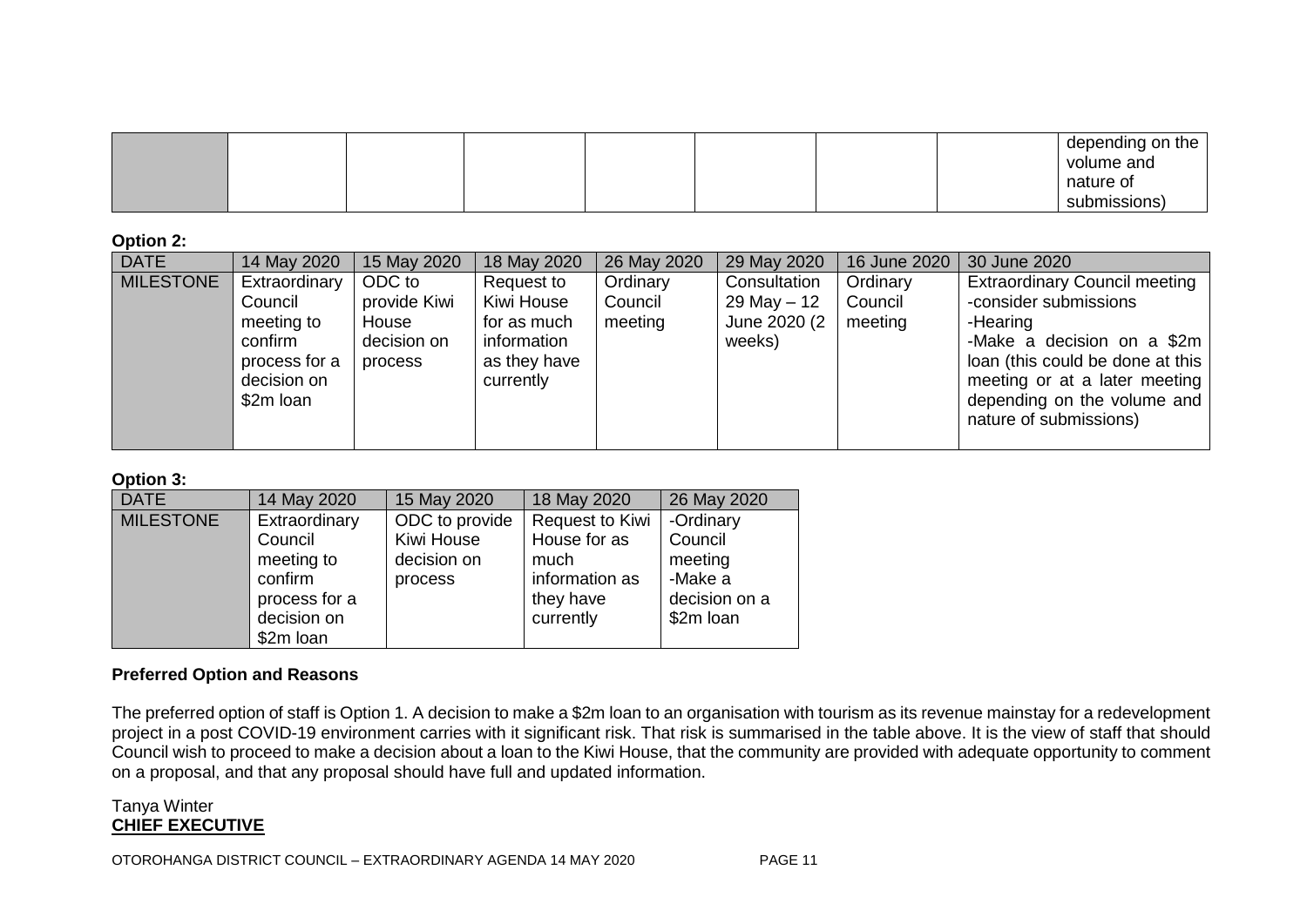| | | | | | | | | |
|---|---|---|---|---|---|---|---|---|
| | | | | | | | | depending on the volume and nature of submissions) |

**Option 2:**

| DATE | 14 May 2020 | 15 May 2020 | 18 May 2020 | 26 May 2020 | 29 May 2020 | 16 June 2020 | 30 June 2020 |
|---|---|---|---|---|---|---|---|
| MILESTONE | Extraordinary Council meeting to confirm process for a decision on $2m loan | ODC to provide Kiwi House decision on process | Request to Kiwi House for as much information as they have currently | Ordinary Council meeting | Consultation 29 May – 12 June 2020 (2 weeks) | Ordinary Council meeting | Extraordinary Council meeting -consider submissions -Hearing -Make a decision on a $2m loan (this could be done at this meeting or at a later meeting depending on the volume and nature of submissions) |

**Option 3:**

| DATE | 14 May 2020 | 15 May 2020 | 18 May 2020 | 26 May 2020 |
|---|---|---|---|---|
| MILESTONE | Extraordinary Council meeting to confirm process for a decision on $2m loan | ODC to provide Kiwi House decision on process | Request to Kiwi House for as much information as they have currently | -Ordinary Council meeting -Make a decision on a $2m loan |

**Preferred Option and Reasons**

The preferred option of staff is Option 1. A decision to make a $2m loan to an organisation with tourism as its revenue mainstay for a redevelopment project in a post COVID-19 environment carries with it significant risk. That risk is summarised in the table above. It is the view of staff that should Council wish to proceed to make a decision about a loan to the Kiwi House, that the community are provided with adequate opportunity to comment on a proposal, and that any proposal should have full and updated information.

Tanya Winter
**CHIEF EXECUTIVE**